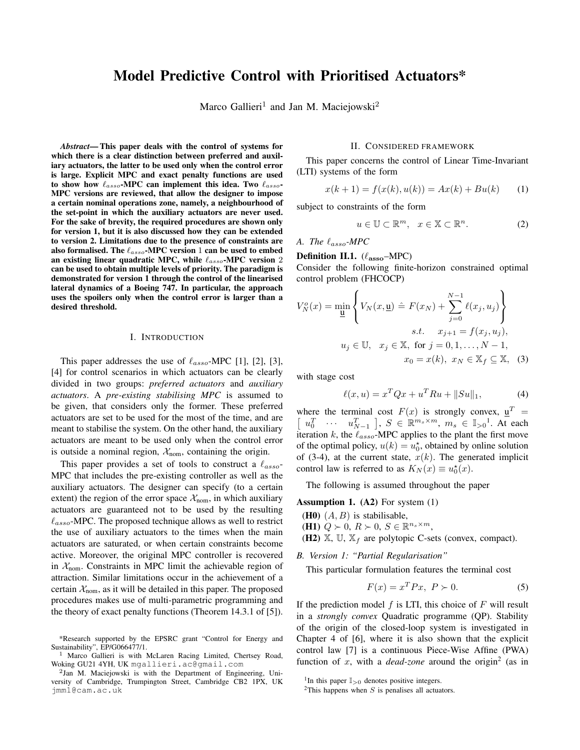# Model Predictive Control with Prioritised Actuators*

Marco Gallieri[1] and Jan M. Maciejowski[2]

***Abstract*— This paper deals with the control of systems for which there is a clear distinction between preferred and auxiliary actuators, the latter to be used only when the control error is large. Explicit MPC and exact penalty functions are used to show how $\ell_{asso}$-MPC can implement this idea. Two $\ell_{asso}$-MPC versions are reviewed, that allow the designer to impose a certain nominal operations zone, namely, a neighbourhood of the set-point in which the auxiliary actuators are never used. For the sake of brevity, the required procedures are shown only for version 1, but it is also discussed how they can be extended to version 2. Limitations due to the presence of constraints are also formalised. The $\ell_{asso}$-MPC version 1 can be used to embed an existing linear quadratic MPC, while $\ell_{asso}$-MPC version 2 can be used to obtain multiple levels of priority. The paradigm is demonstrated for version 1 through the control of the linearised lateral dynamics of a Boeing 747. In particular, the approach uses the spoilers only when the control error is larger than a desired threshold.**

## I. Introduction

This paper addresses the use of $\ell_{asso}$-MPC [1], [2], [3], [4] for control scenarios in which actuators can be clearly divided in two groups: *preferred actuators* and *auxiliary actuators*. A *pre-existing stabilising MPC* is assumed to be given, that considers only the former. These preferred actuators are set to be used for the most of the time, and are meant to stabilise the system. On the other hand, the auxiliary actuators are meant to be used only when the control error is outside a nominal region, $\mathcal{X}_{\text{nom}}$, containing the origin.

This paper provides a set of tools to construct a $\ell_{asso}$-MPC that includes the pre-existing controller as well as the auxiliary actuators. The designer can specify (to a certain extent) the region of the error space $\mathcal{X}_{\text{nom}}$, in which auxiliary actuators are guaranteed not to be used by the resulting $\ell_{asso}$-MPC. The proposed technique allows as well to restrict the use of auxiliary actuators to the times when the main actuators are saturated, or when certain constraints become active. Moreover, the original MPC controller is recovered in $\mathcal{X}_{\text{nom}}$. Constraints in MPC limit the achievable region of attraction. Similar limitations occur in the achievement of a certain $\mathcal{X}_{\text{nom}}$, as it will be detailed in this paper. The proposed procedures makes use of multi-parametric programming and the theory of exact penalty functions (Theorem 14.3.1 of [5]).

*Research supported by the EPSRC grant "Control for Energy and Sustainability", EP/G066477/1.

[1] Marco Gallieri is with McLaren Racing Limited, Chertsey Road, Woking GU21 4YH, UK mgallieri.ac@gmail.com

[2] Jan M. Maciejowski is with the Department of Engineering, University of Cambridge, Trumpington Street, Cambridge CB2 1PX, UK jmm1@cam.ac.uk

## II. Considered Framework

This paper concerns the control of Linear Time-Invariant (LTI) systems of the form

$$x(k+1) = f(x(k), u(k)) = Ax(k) + Bu(k) \tag{1}$$

subject to constraints of the form

$$u \in \mathbb{U} \subset \mathbb{R}^m, \quad x \in \mathbb{X} \subset \mathbb{R}^n. \tag{2}$$

### A. The $\ell_{asso}$-MPC

**Definition II.1.** ($\ell_{\mathbf{asso}}$–MPC)
Consider the following finite-horizon constrained optimal control problem (FHCOCP)

$$V_N^o(x) = \min_{\underline{\mathbf{u}}} \left\{ V_N(x, \underline{\mathbf{u}}) \;\hat{=}\; F(x_N) + \sum_{j=0}^{N-1} \ell(x_j, u_j) \right\}$$
$$s.t. \quad x_{j+1} = f(x_j, u_j),$$
$$u_j \in \mathbb{U}, \;\; x_j \in \mathbb{X}, \;\text{ for } j = 0, 1, \ldots, N-1,$$
$$x_0 = x(k), \;\; x_N \in \mathbb{X}_f \subseteq \mathbb{X}, \tag{3}$$

with stage cost

$$\ell(x, u) = x^T Q x + u^T R u + \|Su\|_1, \tag{4}$$

where the terminal cost $F(x)$ is strongly convex, $\underline{\mathbf{u}}^T = \left[\begin{array}{ccc} u_0^T & \cdots & u_{N-1}^T \end{array}\right]$, $S \in \mathbb{R}^{m_s \times m}$, $m_s \in \mathbb{I}_{>0}$[1]. At each iteration $k$, the $\ell_{asso}$-MPC applies to the plant the first move of the optimal policy, $u(k) = u_0^\star$, obtained by online solution of (3-4), at the current state, $x(k)$. The generated implicit control law is referred to as $K_N(x) \equiv u_0^\star(x)$.

The following is assumed throughout the paper

**Assumption 1. (A2)** For system (1)

- **(H0)** $(A, B)$ is stabilisable,
- **(H1)** $Q \succ 0$, $R \succ 0$, $S \in \mathbb{R}^{n_s \times m}$,
- **(H2)** $\mathbb{X}$, $\mathbb{U}$, $\mathbb{X}_f$ are polytopic C-sets (convex, compact).

### B. Version 1: "Partial Regularisation"

This particular formulation features the terminal cost

$$F(x) = x^T P x, \;\; P \succ 0. \tag{5}$$

If the prediction model $f$ is LTI, this choice of $F$ will result in a *strongly convex* Quadratic programme (QP). Stability of the origin of the closed-loop system is investigated in Chapter 4 of [6], where it is also shown that the explicit control law [7] is a continuous Piece-Wise Affine (PWA) function of $x$, with a *dead-zone* around the origin[2] (as in

[1] In this paper $\mathbb{I}_{>0}$ denotes positive integers.

[2] This happens when $S$ is penalises all actuators.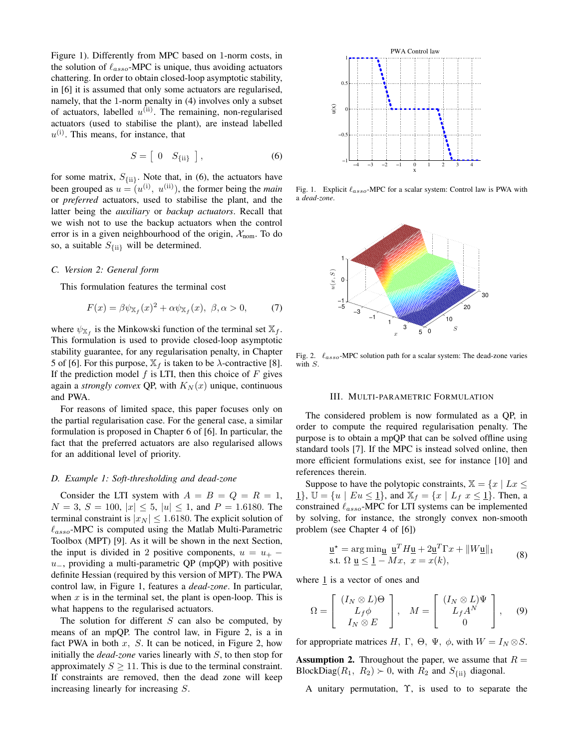Figure 1). Differently from MPC based on 1-norm costs, in the solution of $\ell_{asso}$-MPC is unique, thus avoiding actuators chattering. In order to obtain closed-loop asymptotic stability, in [6] it is assumed that only some actuators are regularised, namely, that the 1-norm penalty in (4) involves only a subset of actuators, labelled $u^{(\mathrm{ii})}$. The remaining, non-regularised actuators (used to stabilise the plant), are instead labelled $u^{(\mathrm{i})}$. This means, for instance, that

$$S = \begin{bmatrix} 0 & S_{\{\mathrm{ii}\}} \end{bmatrix}, \tag{6}$$

for some matrix, $S_{\{\mathrm{ii}\}}$. Note that, in (6), the actuators have been grouped as $u = (u^{(\mathrm{i})},\ u^{(\mathrm{ii})})$, the former being the *main* or *preferred* actuators, used to stabilise the plant, and the latter being the *auxiliary* or *backup actuators*. Recall that we wish not to use the backup actuators when the control error is in a given neighbourhood of the origin, $\mathcal{X}_{\mathrm{nom}}$. To do so, a suitable $S_{\{\mathrm{ii}\}}$ will be determined.

### C. Version 2: General form

This formulation features the terminal cost

$$F(x) = \beta\psi_{\mathbb{X}_f}(x)^2 + \alpha\psi_{\mathbb{X}_f}(x),\ \ \beta, \alpha > 0, \tag{7}$$

where $\psi_{\mathbb{X}_f}$ is the Minkowski function of the terminal set $\mathbb{X}_f$. This formulation is used to provide closed-loop asymptotic stability guarantee, for any regularisation penalty, in Chapter 5 of [6]. For this purpose, $\mathbb{X}_f$ is taken to be $\lambda$-contractive [8]. If the prediction model $f$ is LTI, then this choice of $F$ gives again a *strongly convex* QP, with $K_N(x)$ unique, continuous and PWA.

For reasons of limited space, this paper focuses only on the partial regularisation case. For the general case, a similar formulation is proposed in Chapter 6 of [6]. In particular, the fact that the preferred actuators are also regularised allows for an additional level of priority.

### D. Example 1: Soft-thresholding and dead-zone

Consider the LTI system with $A = B = Q = R = 1$, $N = 3$, $S = 100$, $|x| \leq 5$, $|u| \leq 1$, and $P = 1.6180$. The terminal constraint is $|x_N| \leq 1.6180$. The explicit solution of $\ell_{asso}$-MPC is computed using the Matlab Multi-Parametric Toolbox (MPT) [9]. As it will be shown in the next Section, the input is divided in 2 positive components, $u = u_+ - u_-$, providing a multi-parametric QP (mpQP) with positive definite Hessian (required by this version of MPT). The PWA control law, in Figure 1, features a *dead-zone*. In particular, when $x$ is in the terminal set, the plant is open-loop. This is what happens to the regularised actuators.

The solution for different $S$ can also be computed, by means of an mpQP. The control law, in Figure 2, is a in fact PWA in both $x$, $S$. It can be noticed, in Figure 2, how initially the *dead-zone* varies linearly with $S$, to then stop for approximately $S \geq 11$. This is due to the terminal constraint. If constraints are removed, then the dead zone will keep increasing linearly for increasing $S$.

Fig. 1. Explicit $\ell_{asso}$-MPC for a scalar system: Control law is PWA with a *dead-zone*.

Fig. 2. $\ell_{asso}$-MPC solution path for a scalar system: The dead-zone varies with $S$.

## III. Multi-Parametric Formulation

The considered problem is now formulated as a QP, in order to compute the required regularisation penalty. The purpose is to obtain a mpQP that can be solved offline using standard tools [7]. If the MPC is instead solved online, then more efficient formulations exist, see for instance [10] and references therein.

Suppose to have the polytopic constraints, $\mathbb{X} = \{x \mid Lx \leq \underline{1}\}$, $\mathbb{U} = \{u \mid Eu \leq \underline{1}\}$, and $\mathbb{X}_f = \{x \mid L_f\ x \leq \underline{1}\}$. Then, a constrained $\ell_{asso}$-MPC for LTI systems can be implemented by solving, for instance, the strongly convex non-smooth problem (see Chapter 4 of [6])

$$\begin{aligned} &\underline{u}^\star = \arg\min_{\underline{u}}\ \underline{u}^T H \underline{u} + 2\underline{u}^T \Gamma x + \|W\underline{u}\|_1 \\ &\text{s.t. } \Omega\ \underline{u} \leq \underline{1} - Mx,\ \ x = x(k), \end{aligned} \tag{8}$$

where $\underline{1}$ is a vector of ones and

$$\Omega = \begin{bmatrix} (I_N \otimes L)\Theta \\ L_f\phi \\ I_N \otimes E \end{bmatrix}, \quad M = \begin{bmatrix} (I_N \otimes L)\Psi \\ L_f A^N \\ 0 \end{bmatrix}, \tag{9}$$

for appropriate matrices $H$, $\Gamma$, $\Theta$, $\Psi$, $\phi$, with $W = I_N \otimes S$.

**Assumption 2.** Throughout the paper, we assume that $R = \mathrm{BlockDiag}(R_1,\ R_2) \succ 0$, with $R_2$ and $S_{\{\mathrm{ii}\}}$ diagonal.

A unitary permutation, $\Upsilon$, is used to to separate the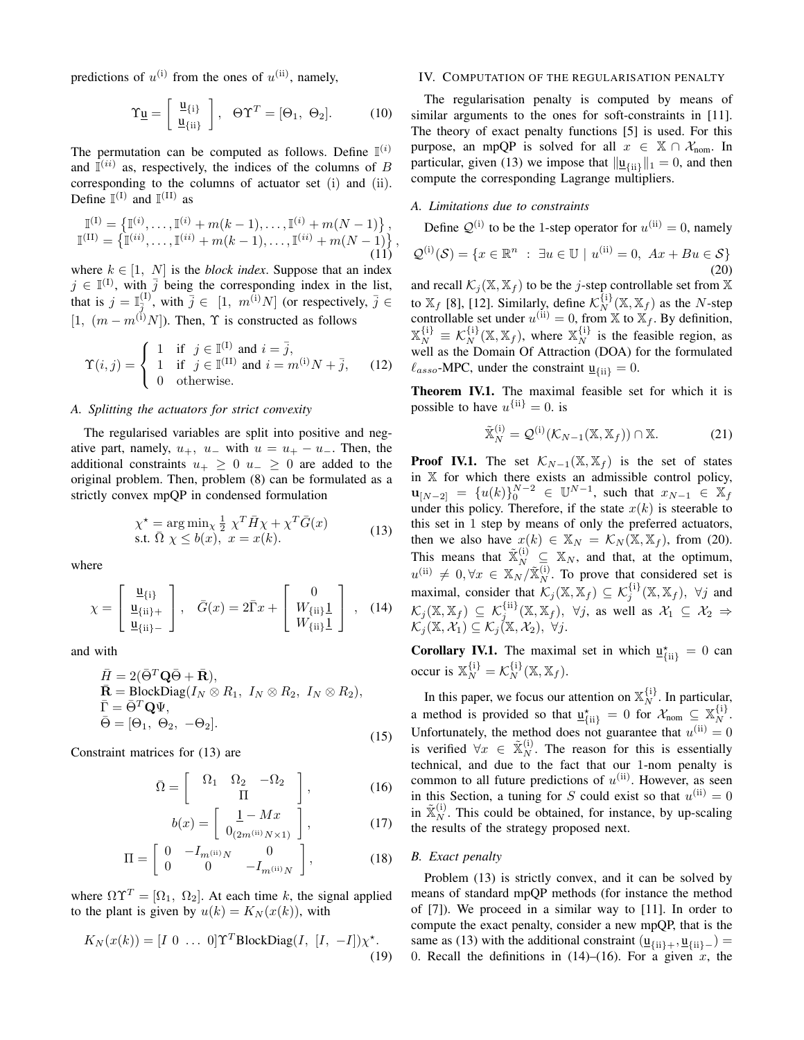predictions of $u^{(\mathrm{i})}$ from the ones of $u^{(\mathrm{ii})}$, namely,

$$\Upsilon\underline{\mathbf{u}} = \begin{bmatrix} \underline{\mathbf{u}}_{\{\mathrm{i}\}} \\ \underline{\mathbf{u}}_{\{\mathrm{ii}\}} \end{bmatrix}, \quad \Theta\Upsilon^T = [\Theta_1,\ \Theta_2]. \tag{10}$$

The permutation can be computed as follows. Define $\mathbb{I}^{(i)}$ and $\mathbb{I}^{(ii)}$ as, respectively, the indices of the columns of $B$ corresponding to the columns of actuator set (i) and (ii). Define $\mathbb{I}^{(\mathrm{I})}$ and $\mathbb{I}^{(\mathrm{II})}$ as

$$\begin{aligned}\mathbb{I}^{(\mathrm{I})} &= \left\{\mathbb{I}^{(i)}, \ldots, \mathbb{I}^{(i)} + m(k-1), \ldots, \mathbb{I}^{(i)} + m(N-1)\right\}, \\ \mathbb{I}^{(\mathrm{II})} &= \left\{\mathbb{I}^{(ii)}, \ldots, \mathbb{I}^{(ii)} + m(k-1), \ldots, \mathbb{I}^{(ii)} + m(N-1)\right\},\end{aligned} \tag{11}$$

where $k \in [1,\ N]$ is the *block index*. Suppose that an index $j \in \mathbb{I}^{(\mathrm{I})}$, with $\bar{j}$ being the corresponding index in the list, that is $j = \mathbb{I}^{(\mathrm{I})}_{\bar{j}}$, with $\bar{j} \in [1,\ m^{(\mathrm{i})}N]$ (or respectively, $\bar{j} \in [1,\ (m - m^{(\mathrm{i})}N])$. Then, $\Upsilon$ is constructed as follows

$$\Upsilon(i,j) = \begin{cases} 1 & \text{if } j \in \mathbb{I}^{(\mathrm{I})} \text{ and } i = \bar{j}, \\ 1 & \text{if } j \in \mathbb{I}^{(\mathrm{II})} \text{ and } i = m^{(\mathrm{i})}N + \bar{j}, \\ 0 & \text{otherwise.} \end{cases} \tag{12}$$

### A. Splitting the actuators for strict convexity

The regularised variables are split into positive and negative part, namely, $u_+,\ u_-$ with $u = u_+ - u_-$. Then, the additional constraints $u_+ \geq 0\ u_- \geq 0$ are added to the original problem. Then, problem (8) can be formulated as a strictly convex mpQP in condensed formulation

$$\begin{aligned} &\chi^\star = \arg\min_\chi \tfrac{1}{2}\ \chi^T \bar{H} \chi + \chi^T \bar{G}(x) \\ &\text{s.t. } \bar{\Omega}\ \chi \leq b(x),\ x = x(k). \end{aligned} \tag{13}$$

where

$$\chi = \begin{bmatrix} \underline{\mathbf{u}}_{\{\mathrm{i}\}} \\ \underline{\mathbf{u}}_{\{\mathrm{ii}\}+} \\ \underline{\mathbf{u}}_{\{\mathrm{ii}\}-} \end{bmatrix}, \quad \bar{G}(x) = 2\bar{\Gamma}x + \begin{bmatrix} 0 \\ W_{\{\mathrm{ii}\}}\underline{1} \\ W_{\{\mathrm{ii}\}}\underline{1} \end{bmatrix}, \tag{14}$$

and with

$$\begin{aligned} &\bar{H} = 2(\bar{\Theta}^T \mathbf{Q} \bar{\Theta} + \bar{\mathbf{R}}), \\ &\bar{\mathbf{R}} = \mathrm{BlockDiag}(I_N \otimes R_1,\ I_N \otimes R_2,\ I_N \otimes R_2), \\ &\bar{\Gamma} = \bar{\Theta}^T \mathbf{Q} \Psi, \\ &\bar{\Theta} = [\Theta_1,\ \Theta_2,\ -\Theta_2]. \end{aligned} \tag{15}$$

Constraint matrices for (13) are

$$\bar{\Omega} = \begin{bmatrix} \Omega_1 & \Omega_2 & -\Omega_2 \\ & \Pi & \end{bmatrix}, \tag{16}$$

$$b(x) = \begin{bmatrix} \underline{1} - Mx \\ 0_{(2m^{(\mathrm{ii})}N \times 1)} \end{bmatrix}, \tag{17}$$

$$\Pi = \begin{bmatrix} 0 & -I_{m^{(\mathrm{ii})}N} & 0 \\ 0 & 0 & -I_{m^{(\mathrm{ii})}N} \end{bmatrix}, \tag{18}$$

where $\Omega\Upsilon^T = [\Omega_1,\ \Omega_2]$. At each time $k$, the signal applied to the plant is given by $u(k) = K_N(x(k))$, with

$$K_N(x(k)) = [I\ 0\ \ldots\ 0]\Upsilon^T \mathrm{BlockDiag}(I,\ [I,\ -I])\chi^\star. \tag{19}$$

## IV. Computation of the regularisation penalty

The regularisation penalty is computed by means of similar arguments to the ones for soft-constraints in [11]. The theory of exact penalty functions [5] is used. For this purpose, an mpQP is solved for all $x \in \mathbb{X} \cap \mathcal{X}_{\mathrm{nom}}$. In particular, given (13) we impose that $\|\underline{\mathbf{u}}_{\{\mathrm{ii}\}}\|_1 = 0$, and then compute the corresponding Lagrange multipliers.

### A. Limitations due to constraints

Define $\mathcal{Q}^{(\mathrm{i})}$ to be the 1-step operator for $u^{(\mathrm{ii})} = 0$, namely

$$\mathcal{Q}^{(\mathrm{i})}(\mathcal{S}) = \{x \in \mathbb{R}^n\ :\ \exists u \in \mathbb{U}\ |\ u^{(\mathrm{ii})} = 0,\ Ax + Bu \in \mathcal{S}\} \tag{20}$$

and recall $\mathcal{K}_j(\mathbb{X}, \mathbb{X}_f)$ to be the $j$-step controllable set from $\mathbb{X}$ to $\mathbb{X}_f$ [8], [12]. Similarly, define $\mathcal{K}^{\{\mathrm{i}\}}_N(\mathbb{X}, \mathbb{X}_f)$ as the $N$-step controllable set under $u^{(\mathrm{ii})} = 0$, from $\mathbb{X}$ to $\mathbb{X}_f$. By definition, $\mathbb{X}^{\{\mathrm{i}\}}_N \equiv \mathcal{K}^{\{\mathrm{i}\}}_N(\mathbb{X}, \mathbb{X}_f)$, where $\mathbb{X}^{\{\mathrm{i}\}}_N$ is the feasible region, as well as the Domain Of Attraction (DOA) for the formulated $\ell_{asso}$-MPC, under the constraint $\underline{\mathbf{u}}_{\{\mathrm{ii}\}} = 0$.

**Theorem IV.1.** The maximal feasible set for which it is possible to have $u^{\{\mathrm{ii}\}} = 0$. is

$$\tilde{\mathbb{X}}^{(\mathrm{i})}_N = \mathcal{Q}^{(\mathrm{i})}(\mathcal{K}_{N-1}(\mathbb{X}, \mathbb{X}_f)) \cap \mathbb{X}. \tag{21}$$

**Proof IV.1.** The set $\mathcal{K}_{N-1}(\mathbb{X}, \mathbb{X}_f)$ is the set of states in $\mathbb{X}$ for which there exists an admissible control policy, $\mathbf{u}_{[N-2]} = \{u(k)\}_0^{N-2} \in \mathbb{U}^{N-1}$, such that $x_{N-1} \in \mathbb{X}_f$ under this policy. Therefore, if the state $x(k)$ is steerable to this set in 1 step by means of only the preferred actuators, then we also have $x(k) \in \mathbb{X}_N = \mathcal{K}_N(\mathbb{X}, \mathbb{X}_f)$, from (20). This means that $\tilde{\mathbb{X}}^{(\mathrm{i})}_N \subseteq \mathbb{X}_N$, and that, at the optimum, $u^{(\mathrm{ii})} \neq 0, \forall x \in \mathbb{X}_N / \tilde{\mathbb{X}}^{(\mathrm{i})}_N$. To prove that considered set is maximal, consider that $\mathcal{K}_j(\mathbb{X}, \mathbb{X}_f) \subseteq \mathcal{K}^{\{\mathrm{i}\}}_j(\mathbb{X}, \mathbb{X}_f),\ \forall j$ and $\mathcal{K}_j(\mathbb{X}, \mathbb{X}_f) \subseteq \mathcal{K}^{\{\mathrm{ii}\}}_j(\mathbb{X}, \mathbb{X}_f),\ \forall j$, as well as $\mathcal{X}_1 \subseteq \mathcal{X}_2 \Rightarrow \mathcal{K}_j(\mathbb{X}, \mathcal{X}_1) \subseteq \mathcal{K}_j(\mathbb{X}, \mathcal{X}_2),\ \forall j$.

**Corollary IV.1.** The maximal set in which $\underline{\mathbf{u}}^\star_{\{\mathrm{ii}\}} = 0$ can occur is $\mathbb{X}^{\{\mathrm{i}\}}_N = \mathcal{K}^{\{\mathrm{i}\}}_N(\mathbb{X}, \mathbb{X}_f)$.

In this paper, we focus our attention on $\mathbb{X}^{\{\mathrm{i}\}}_N$. In particular, a method is provided so that $\underline{\mathbf{u}}^\star_{\{\mathrm{ii}\}} = 0$ for $\mathcal{X}_{\mathrm{nom}} \subseteq \mathbb{X}^{\{\mathrm{i}\}}_N$. Unfortunately, the method does not guarantee that $u^{(\mathrm{ii})} = 0$ is verified $\forall x \in \tilde{\mathbb{X}}^{(\mathrm{i})}_N$. The reason for this is essentially technical, and due to the fact that our 1-nom penalty is common to all future predictions of $u^{(\mathrm{ii})}$. However, as seen in this Section, a tuning for $S$ could exist so that $u^{(\mathrm{ii})} = 0$ in $\tilde{\mathbb{X}}^{(\mathrm{i})}_N$. This could be obtained, for instance, by up-scaling the results of the strategy proposed next.

### B. Exact penalty

Problem (13) is strictly convex, and it can be solved by means of standard mpQP methods (for instance the method of [7]). We proceed in a similar way to [11]. In order to compute the exact penalty, consider a new mpQP, that is the same as (13) with the additional constraint $(\underline{\mathbf{u}}_{\{\mathrm{ii}\}+}, \underline{\mathbf{u}}_{\{\mathrm{ii}\}-}) = 0$. Recall the definitions in (14)–(16). For a given $x$, the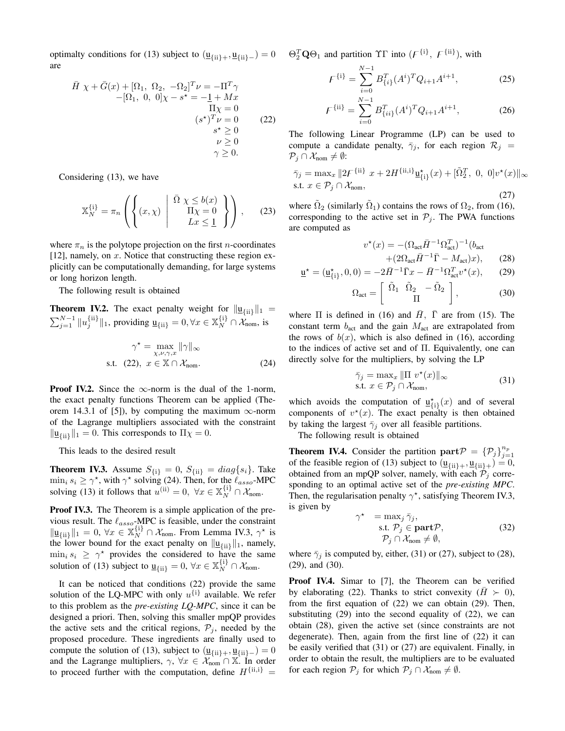optimalty conditions for (13) subject to $(\underline{\mathrm{u}}_{\{\mathrm{ii}\}+}, \underline{\mathrm{u}}_{\{\mathrm{ii}\}-}) = 0$ are

$$
\begin{aligned}
\bar{H}\ \chi + \bar{G}(x) + [\Omega_1,\ \Omega_2,\ -\Omega_2]^T \nu &= -\Pi^T \gamma \\
-[\Omega_1,\ 0,\ 0]\chi - s^\star &= -\underline{1} + Mx \\
\Pi \chi &= 0 \\
(s^\star)^T \nu &= 0 \\
s^\star &\geq 0 \\
\nu &\geq 0 \\
\gamma &\geq 0.
\end{aligned}
\tag{22}
$$

Considering (13), we have

$$
\mathbb{X}_N^{\{\mathrm{i}\}} = \pi_n \left( \left\{ (x, \chi) \;\middle|\; \begin{array}{c} \bar{\Omega}\ \chi \leq b(x) \\ \Pi \chi = 0 \\ Lx \leq \underline{1} \end{array} \right\} \right), \tag{23}
$$

where $\pi_n$ is the polytope projection on the first $n$-coordinates [12], namely, on $x$. Notice that constructing these region explicitly can be computationally demanding, for large systems or long horizon length.

The following result is obtained

**Theorem IV.2.** The exact penalty weight for $\|\underline{\mathrm{u}}_{\{\mathrm{ii}\}}\|_1 = \sum_{j=1}^{N-1} \|u_j^{\{\mathrm{ii}\}}\|_1$, providing $\underline{\mathrm{u}}_{\{\mathrm{ii}\}} = 0, \forall x \in \mathbb{X}_N^{\{\mathrm{i}\}} \cap \mathcal{X}_{\mathrm{nom}}$, is

$$
\begin{aligned}
\gamma^\star = \max_{\chi, \nu, \gamma, x} &\ \|\gamma\|_\infty \\
\text{s.t.}\ \ (22),&\ \ x \in \mathbb{X} \cap \mathcal{X}_{\mathrm{nom}}.
\end{aligned}
\tag{24}
$$

**Proof IV.2.** Since the $\infty$-norm is the dual of the 1-norm, the exact penalty functions Theorem can be applied (Theorem 14.3.1 of [5]), by computing the maximum $\infty$-norm of the Lagrange multipliers associated with the constraint $\|\underline{\mathrm{u}}_{\{\mathrm{ii}\}}\|_1 = 0$. This corresponds to $\Pi\chi = 0$.

This leads to the desired result

**Theorem IV.3.** Assume $S_{\{\mathrm{i}\}} = 0$, $S_{\{\mathrm{ii}\}} = diag\{s_i\}$. Take $\min_i s_i \geq \gamma^\star$, with $\gamma^\star$ solving (24). Then, for the $\ell_{asso}$-MPC solving (13) it follows that $u^{(\mathrm{ii})} = 0,\ \forall x \in \mathbb{X}_N^{\{\mathrm{i}\}} \cap \mathcal{X}_{\mathrm{nom}}$.

**Proof IV.3.** The Theorem is a simple application of the previous result. The $\ell_{asso}$-MPC is feasible, under the constraint $\|\underline{\mathrm{u}}_{\{\mathrm{ii}\}}\|_1 = 0,\ \forall x \in \mathbb{X}_N^{\{\mathrm{i}\}} \cap \mathcal{X}_{\mathrm{nom}}$. From Lemma IV.3, $\gamma^\star$ is the lower bound for the exact penalty on $\|\underline{\mathrm{u}}_{\{\mathrm{ii}\}}\|_1$, namely, $\min_i s_i \geq \gamma^\star$ provides the considered to have the same solution of (13) subject to $\underline{\mathrm{u}}_{\{\mathrm{ii}\}} = 0,\ \forall x \in \mathbb{X}_N^{\{\mathrm{i}\}} \cap \mathcal{X}_{\mathrm{nom}}$.

It can be noticed that conditions (22) provide the same solution of the LQ-MPC with only $u^{\{\mathrm{i}\}}$ available. We refer to this problem as the *pre-existing LQ-MPC*, since it can be designed a priori. Then, solving this smaller mpQP provides the active sets and the critical regions, $\mathcal{P}_j$, needed by the proposed procedure. These ingredients are finally used to compute the solution of (13), subject to $(\underline{\mathrm{u}}_{\{\mathrm{ii}\}+}, \underline{\mathrm{u}}_{\{\mathrm{ii}\}-}) = 0$ and the Lagrange multipliers, $\gamma,\ \forall x \in \mathcal{X}_{\mathrm{nom}} \cap \mathbb{X}$. In order to proceed further with the computation, define $H^{\{\mathrm{ii,i}\}} = \Theta_2^T \mathbf{Q} \Theta_1$ and partition $\Upsilon\Gamma$ into $(\digamma^{\{\mathrm{i}\}},\ \digamma^{\{\mathrm{ii}\}})$, with

$$
\digamma^{\{\mathrm{i}\}} = \sum_{i=0}^{N-1} B_{\{i\}}^T (A^i)^T Q_{i+1} A^{i+1}, \tag{25}
$$

$$
\digamma^{\{\mathrm{ii}\}} = \sum_{i=0}^{N-1} B_{\{ii\}}^T (A^i)^T Q_{i+1} A^{i+1}, \tag{26}
$$

The following Linear Programme (LP) can be used to compute a candidate penalty, $\bar{\gamma}_j$, for each region $\mathcal{R}_j = \mathcal{P}_j \cap \mathcal{X}_{\mathrm{nom}} \neq \emptyset$:

$$
\begin{aligned}
\bar{\gamma}_j = \max_x &\ \|2\digamma^{\{\mathrm{ii}\}}\ x + 2H^{\{\mathrm{ii,i}\}} \underline{\mathrm{u}}_{\{\mathrm{i}\}}^\star(x) + [\tilde{\Omega}_2^T,\ 0,\ 0] v^\star(x)\|_\infty \\
\text{s.t.}\ &\ x \in \mathcal{P}_j \cap \mathcal{X}_{\mathrm{nom}},
\end{aligned}
\tag{27}
$$

where $\tilde{\Omega}_2$ (similarly $\tilde{\Omega}_1$) contains the rows of $\Omega_2$, from (16), corresponding to the active set in $\mathcal{P}_j$. The PWA functions are computed as

$$
\begin{aligned}
v^\star(x) = -(\Omega_{\mathrm{act}} \bar{H}^{-1} \Omega_{\mathrm{act}}^T)^{-1} (b_{\mathrm{act}} \\
+ (2\Omega_{\mathrm{act}} \bar{H}^{-1} \bar{\Gamma} - M_{\mathrm{act}}) x),
\end{aligned}
\tag{28}
$$

$$
\underline{\mathrm{u}}^\star = (\underline{\mathrm{u}}_{\{\mathrm{i}\}}^\star, 0, 0) = -2\bar{H}^{-1} \bar{\Gamma} x - \bar{H}^{-1} \Omega_{\mathrm{act}}^T v^\star(x), \tag{29}
$$

$$
\Omega_{\mathrm{act}} = \begin{bmatrix} \tilde{\Omega}_1 & \tilde{\Omega}_2 & -\tilde{\Omega}_2 \\ & \Pi & \end{bmatrix}, \tag{30}
$$

where $\Pi$ is defined in (16) and $\bar{H}$, $\bar{\Gamma}$ are from (15). The constant term $b_{\mathrm{act}}$ and the gain $M_{\mathrm{act}}$ are extrapolated from the rows of $b(x)$, which is also defined in (16), according to the indices of active set and of $\Pi$. Equivalently, one can directly solve for the multipliers, by solving the LP

$$
\begin{aligned}
\bar{\gamma}_j = \max_x &\ \|\Pi\ v^\star(x)\|_\infty \\
\text{s.t.}\ &\ x \in \mathcal{P}_j \cap \mathcal{X}_{\mathrm{nom}},
\end{aligned}
\tag{31}
$$

which avoids the computation of $\underline{\mathrm{u}}_{\{\mathrm{i}\}}^\star(x)$ and of several components of $v^\star(x)$. The exact penalty is then obtained by taking the largest $\bar{\gamma}_j$ over all feasible partitions.

The following result is obtained

**Theorem IV.4.** Consider the partition $\mathbf{part}\mathcal{P} = \{\mathcal{P}_j\}_{j=1}^{n_p}$ of the feasible region of (13) subject to $(\underline{\mathrm{u}}_{\{\mathrm{ii}\}+}, \underline{\mathrm{u}}_{\{\mathrm{ii}\}+}) = 0$, obtained from an mpQP solver, namely, with each $\mathcal{P}_j$ corresponding to an optimal active set of the *pre-existing MPC*. Then, the regularisation penalty $\gamma^\star$, satisfying Theorem IV.3, is given by

$$
\begin{aligned}
\gamma^\star\ &= \max_j \bar{\gamma}_j, \\
&\ \text{s.t. } \mathcal{P}_j \in \mathbf{part}\mathcal{P}, \\
&\ \mathcal{P}_j \cap \mathcal{X}_{\mathrm{nom}} \neq \emptyset,
\end{aligned}
\tag{32}
$$

where $\bar{\gamma}_j$ is computed by, either, (31) or (27), subject to (28), (29), and (30).

**Proof IV.4.** Simar to [7], the Theorem can be verified by elaborating (22). Thanks to strict convexity ($\bar{H} \succ 0$), from the first equation of (22) we can obtain (29). Then, substituting (29) into the second equality of (22), we can obtain (28), given the active set (since constraints are not degenerate). Then, again from the first line of (22) it can be easily verified that (31) or (27) are equivalent. Finally, in order to obtain the result, the multipliers are to be evaluated for each region $\mathcal{P}_j$ for which $\mathcal{P}_j \cap \mathcal{X}_{\mathrm{nom}} \neq \emptyset$.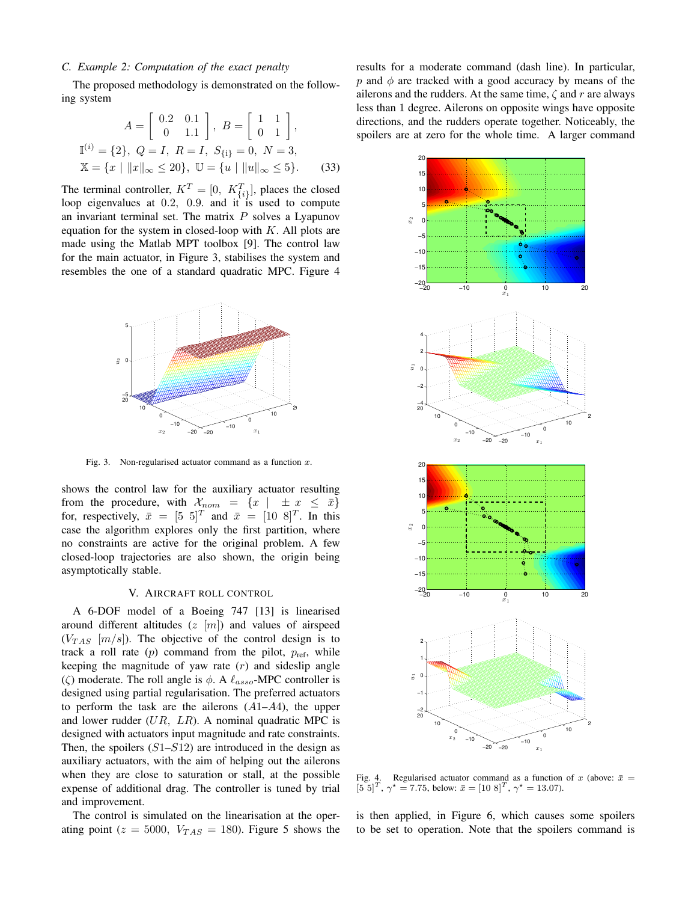### C. Example 2: Computation of the exact penalty

The proposed methodology is demonstrated on the following system

$$
\begin{aligned}
&A = \begin{bmatrix} 0.2 & 0.1 \\ 0 & 1.1 \end{bmatrix},\ B = \begin{bmatrix} 1 & 1 \\ 0 & 1 \end{bmatrix}, \\
&\mathbb{I}^{(i)} = \{2\},\ Q = I,\ R = I,\ S_{\{\mathrm{i}\}} = 0,\ N = 3, \\
&\mathbb{X} = \{x \mid \|x\|_\infty \leq 20\},\ \mathbb{U} = \{u \mid \|u\|_\infty \leq 5\}.
\end{aligned} \tag{33}
$$

The terminal controller, $K^T = [0,\ K^T_{\{i\}}]$, places the closed loop eigenvalues at 0.2, 0.9. and it is used to compute an invariant terminal set. The matrix $P$ solves a Lyapunov equation for the system in closed-loop with $K$. All plots are made using the Matlab MPT toolbox [9]. The control law for the main actuator, in Figure 3, stabilises the system and resembles the one of a standard quadratic MPC. Figure 4 shows the control law for the auxiliary actuator resulting from the procedure, with $\mathcal{X}_{nom} = \{x \mid \pm x \leq \bar{x}\}$ for, respectively, $\bar{x} = [5\ 5]^T$ and $\bar{x} = [10\ 8]^T$. In this case the algorithm explores only the first partition, where no constraints are active for the original problem. A few closed-loop trajectories are also shown, the origin being asymptotically stable.

Fig. 3. Non-regularised actuator command as a function $x$.

## V. AIRCRAFT ROLL CONTROL

A 6-DOF model of a Boeing 747 [13] is linearised around different altitudes ($z$ $[m]$) and values of airspeed ($V_{TAS}$ $[m/s]$). The objective of the control design is to track a roll rate ($p$) command from the pilot, $p_{\text{ref}}$, while keeping the magnitude of yaw rate ($r$) and sideslip angle ($\zeta$) moderate. The roll angle is $\phi$. A $\ell_{asso}$-MPC controller is designed using partial regularisation. The preferred actuators to perform the task are the ailerons ($A1$–$A4$), the upper and lower rudder ($UR,\ LR$). A nominal quadratic MPC is designed with actuators input magnitude and rate constraints. Then, the spoilers ($S1$–$S12$) are introduced in the design as auxiliary actuators, with the aim of helping out the ailerons when they are close to saturation or stall, at the possible expense of additional drag. The controller is tuned by trial and improvement.

The control is simulated on the linearisation at the operating point ($z = 5000$, $V_{TAS} = 180$). Figure 5 shows the results for a moderate command (dash line). In particular, $p$ and $\phi$ are tracked with a good accuracy by means of the ailerons and the rudders. At the same time, $\zeta$ and $r$ are always less than 1 degree. Ailerons on opposite wings have opposite directions, and the rudders operate together. Noticeably, the spoilers are at zero for the whole time. A larger command is then applied, in Figure 6, which causes some spoilers to be set to operation. Note that the spoilers command is

Fig. 4. Regularised actuator command as a function of $x$ (above: $\bar{x} = [5\ 5]^T$, $\gamma^\star = 7.75$, below: $\bar{x} = [10\ 8]^T$, $\gamma^\star = 13.07$).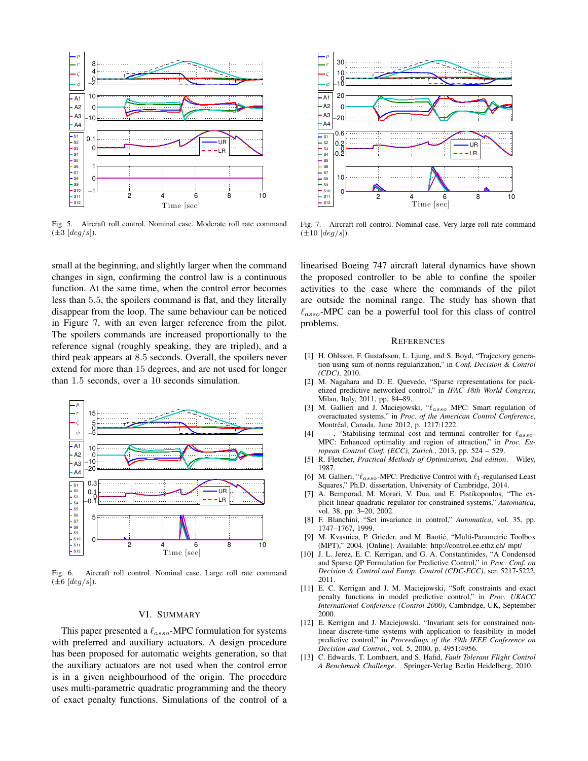p
r
ζ
ϕ

8
4
0
−2

A1
A2
A3
A4

10
0
−10

S1
S2
S3
S4
S5
S6
S7
S8
S9
S10
S11
S12

0.1
0

UR
LR

1
0
−1

2 4 6 8 10
Time [sec]

Fig. 5. Aircraft roll control. Nominal case. Moderate roll rate command ($\pm 3$ $[deg/s]$).

p
r
ζ
ϕ

30
10
0
−10

A1
A2
A3
A4

20
0
−20

S1
S2
S3
S4
S5
S6
S7
S8
S9
S10
S11
S12

0.6
0.2
0
-0.2

UR
LR

10
0

2 4 6 8 10
Time [sec]

Fig. 7. Aircraft roll control. Nominal case. Very large roll rate command ($\pm 10$ $[deg/s]$).

small at the beginning, and slightly larger when the command changes in sign, confirming the control law is a continuous function. At the same time, when the control error becomes less than 5.5, the spoilers command is flat, and they literally disappear from the loop. The same behaviour can be noticed in Figure 7, with an even larger reference from the pilot. The spoilers commands are increased proportionally to the reference signal (roughly speaking, they are tripled), and a third peak appears at 8.5 seconds. Overall, the spoilers never extend for more than 15 degrees, and are not used for longer than 1.5 seconds, over a 10 seconds simulation.

p
r
ζ
ϕ

15
5
0
−5

A1
A2
A3
A4

10
0
−10
−20

S1
S2
S3
S4
S5
S6
S7
S8
S9
S10
S11
S12

0.3
0.1
0
−0.1

UR
LR

5
0

2 4 6 8 10
Time [sec]

Fig. 6. Aircraft roll control. Nominal case. Large roll rate command ($\pm 6$ $[deg/s]$).

## VI. Summary

This paper presented a $\ell_{asso}$-MPC formulation for systems with preferred and auxiliary actuators. A design procedure has been proposed for automatic weights generation, so that the auxiliary actuators are not used when the control error is in a given neighbourhood of the origin. The procedure uses multi-parametric quadratic programming and the theory of exact penalty functions. Simulations of the control of a linearised Boeing 747 aircraft lateral dynamics have shown the proposed controller to be able to confine the spoiler activities to the case where the commands of the pilot are outside the nominal range. The study has shown that $\ell_{asso}$-MPC can be a powerful tool for this class of control problems.

## References

[1] H. Ohlsson, F. Gustafsson, L. Ljung, and S. Boyd, "Trajectory generation using sum-of-norms regularization," in *Conf. Decision & Control (CDC)*, 2010.

[2] M. Nagahara and D. E. Quevedo, "Sparse representations for packetized predictive networked control," in *IFAC 18th World Congress*, Milan, Italy, 2011, pp. 84–89.

[3] M. Gallieri and J. Maciejowski, "$\ell_{asso}$ MPC: Smart regulation of overactuated systems," in *Proc. of the American Control Conference*, Montréal, Canada, June 2012, p. 1217:1222.

[4] ——, "Stabilising terminal cost and terminal controller for $\ell_{asso}$-MPC: Enhanced optimality and region of attraction," in *Proc. European Control Conf. (ECC), Zurich.*, 2013, pp. 524 – 529.

[5] R. Fletcher, *Practical Methods of Optimization, 2nd edition*. Wiley, 1987.

[6] M. Gallieri, "$\ell_{asso}$-MPC: Predictive Control with $\ell_1$-regularised Least Squares," Ph.D. dissertation, University of Cambridge, 2014.

[7] A. Bemporad, M. Morari, V. Dua, and E. Pistikopoulos, "The explicit linear quadratic regulator for constrained systems," *Automatica*, vol. 38, pp. 3–20, 2002.

[8] F. Blanchini, "Set invariance in control," *Automatica*, vol. 35, pp. 1747–1767, 1999.

[9] M. Kvasnica, P. Grieder, and M. Baotić, "Multi-Parametric Toolbox (MPT)," 2004. [Online]. Available: http://control.ee.ethz.ch/ mpt/

[10] J. L. Jerez, E. C. Kerrigan, and G. A. Constantinides, "A Condensed and Sparse QP Formulation for Predictive Control," in *Proc. Conf. on Decision & Control and Europ. Control (CDC-ECC)*, ser. 5217-5222, 2011.

[11] E. C. Kerrigan and J. M. Maciejowski, "Soft constraints and exact penalty functions in model predictive control," in *Proc. UKACC International Conference (Control 2000)*, Cambridge, UK, September 2000.

[12] E. Kerrigan and J. Maciejowski, "Invariant sets for constrained nonlinear discrete-time systems with application to feasibility in model predictive control," in *Proceedings of the 39th IEEE Conference on Decision and Control.*, vol. 5, 2000, p. 4951:4956.

[13] C. Edwards, T. Lombaert, and S. Hafid, *Fault Tolerant Flight Control A Benchmark Challenge*. Springer-Verlag Berlin Heidelberg, 2010.